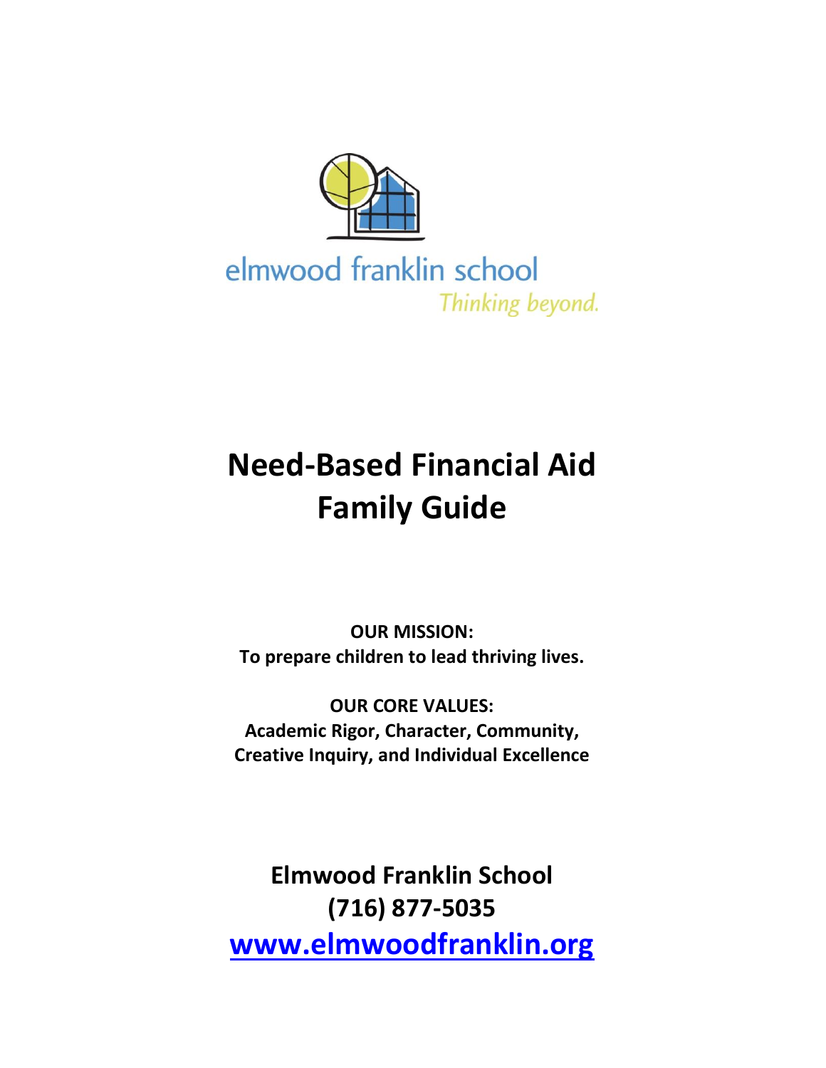elmwood franklin school

*Thinking beyond.*

# Need-Based Financial Aid Family Guide

**OUR MISSION:**
**To prepare children to lead thriving lives.**

**OUR CORE VALUES:**
**Academic Rigor, Character, Community, Creative Inquiry, and Individual Excellence**

**Elmwood Franklin School**
**(716) 877-5035**
**www.elmwoodfranklin.org**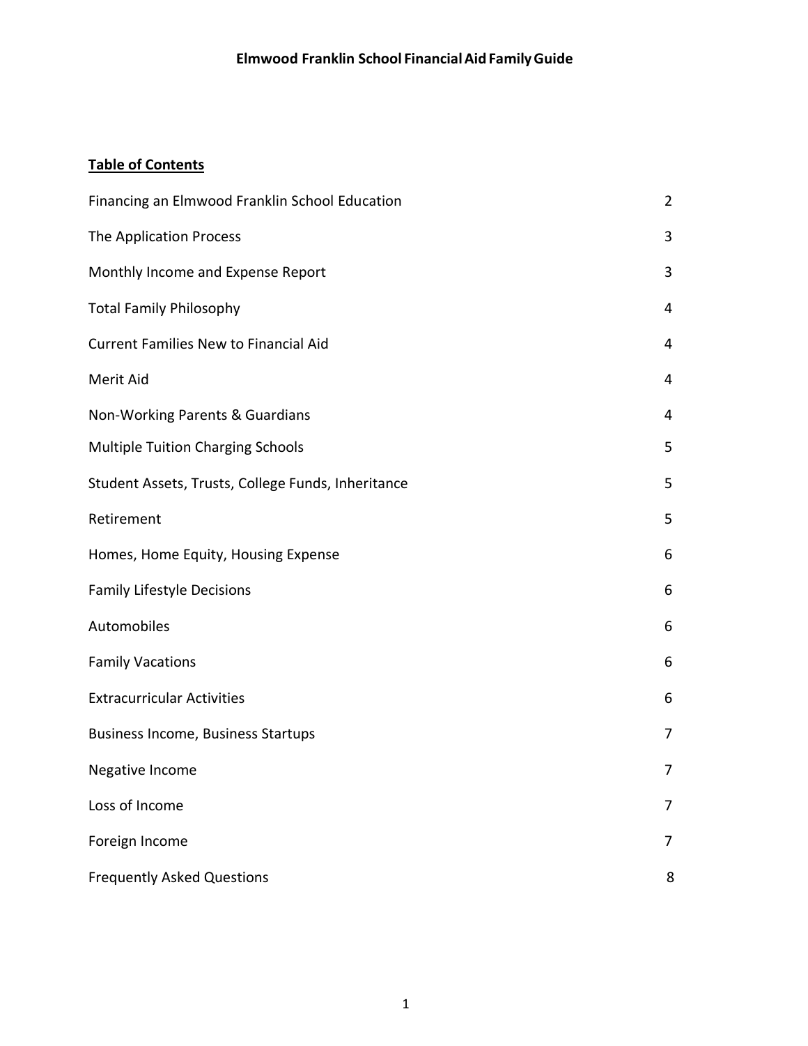**Elmwood Franklin School Financial Aid Family Guide**

**Table of Contents**

| | |
|---|---|
| Financing an Elmwood Franklin School Education | 2 |
| The Application Process | 3 |
| Monthly Income and Expense Report | 3 |
| Total Family Philosophy | 4 |
| Current Families New to Financial Aid | 4 |
| Merit Aid | 4 |
| Non-Working Parents & Guardians | 4 |
| Multiple Tuition Charging Schools | 5 |
| Student Assets, Trusts, College Funds, Inheritance | 5 |
| Retirement | 5 |
| Homes, Home Equity, Housing Expense | 6 |
| Family Lifestyle Decisions | 6 |
| Automobiles | 6 |
| Family Vacations | 6 |
| Extracurricular Activities | 6 |
| Business Income, Business Startups | 7 |
| Negative Income | 7 |
| Loss of Income | 7 |
| Foreign Income | 7 |
| Frequently Asked Questions | 8 |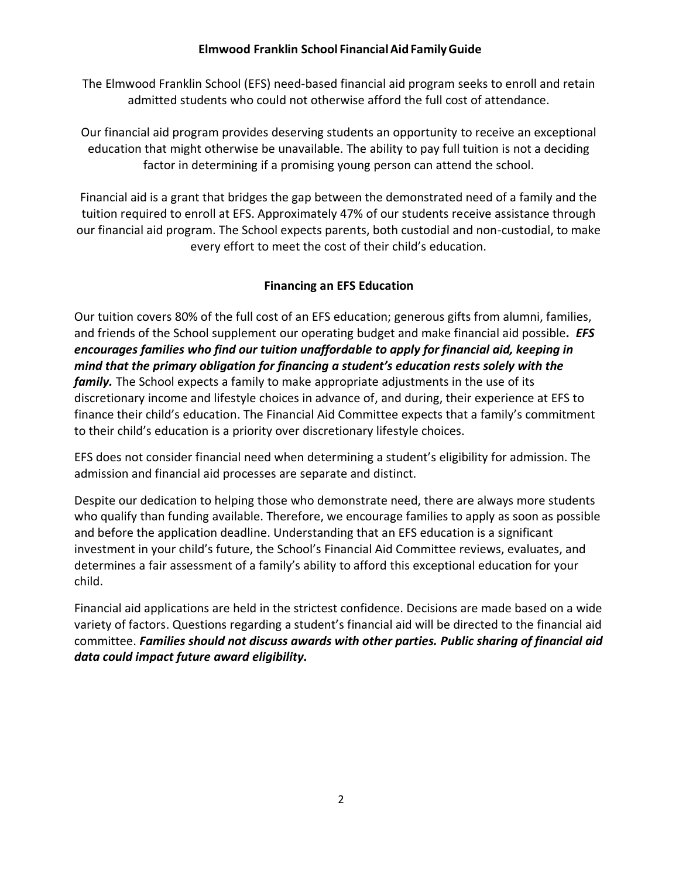# Elmwood Franklin School Financial Aid Family Guide

The Elmwood Franklin School (EFS) need-based financial aid program seeks to enroll and retain admitted students who could not otherwise afford the full cost of attendance.

Our financial aid program provides deserving students an opportunity to receive an exceptional education that might otherwise be unavailable. The ability to pay full tuition is not a deciding factor in determining if a promising young person can attend the school.

Financial aid is a grant that bridges the gap between the demonstrated need of a family and the tuition required to enroll at EFS. Approximately 47% of our students receive assistance through our financial aid program. The School expects parents, both custodial and non-custodial, to make every effort to meet the cost of their child's education.

## Financing an EFS Education

Our tuition covers 80% of the full cost of an EFS education; generous gifts from alumni, families, and friends of the School supplement our operating budget and make financial aid possible***. EFS encourages families who find our tuition unaffordable to apply for financial aid, keeping in mind that the primary obligation for financing a student's education rests solely with the family.*** The School expects a family to make appropriate adjustments in the use of its discretionary income and lifestyle choices in advance of, and during, their experience at EFS to finance their child's education. The Financial Aid Committee expects that a family's commitment to their child's education is a priority over discretionary lifestyle choices.

EFS does not consider financial need when determining a student's eligibility for admission. The admission and financial aid processes are separate and distinct.

Despite our dedication to helping those who demonstrate need, there are always more students who qualify than funding available. Therefore, we encourage families to apply as soon as possible and before the application deadline. Understanding that an EFS education is a significant investment in your child's future, the School's Financial Aid Committee reviews, evaluates, and determines a fair assessment of a family's ability to afford this exceptional education for your child.

Financial aid applications are held in the strictest confidence. Decisions are made based on a wide variety of factors. Questions regarding a student's financial aid will be directed to the financial aid committee. ***Families should not discuss awards with other parties. Public sharing of financial aid data could impact future award eligibility.***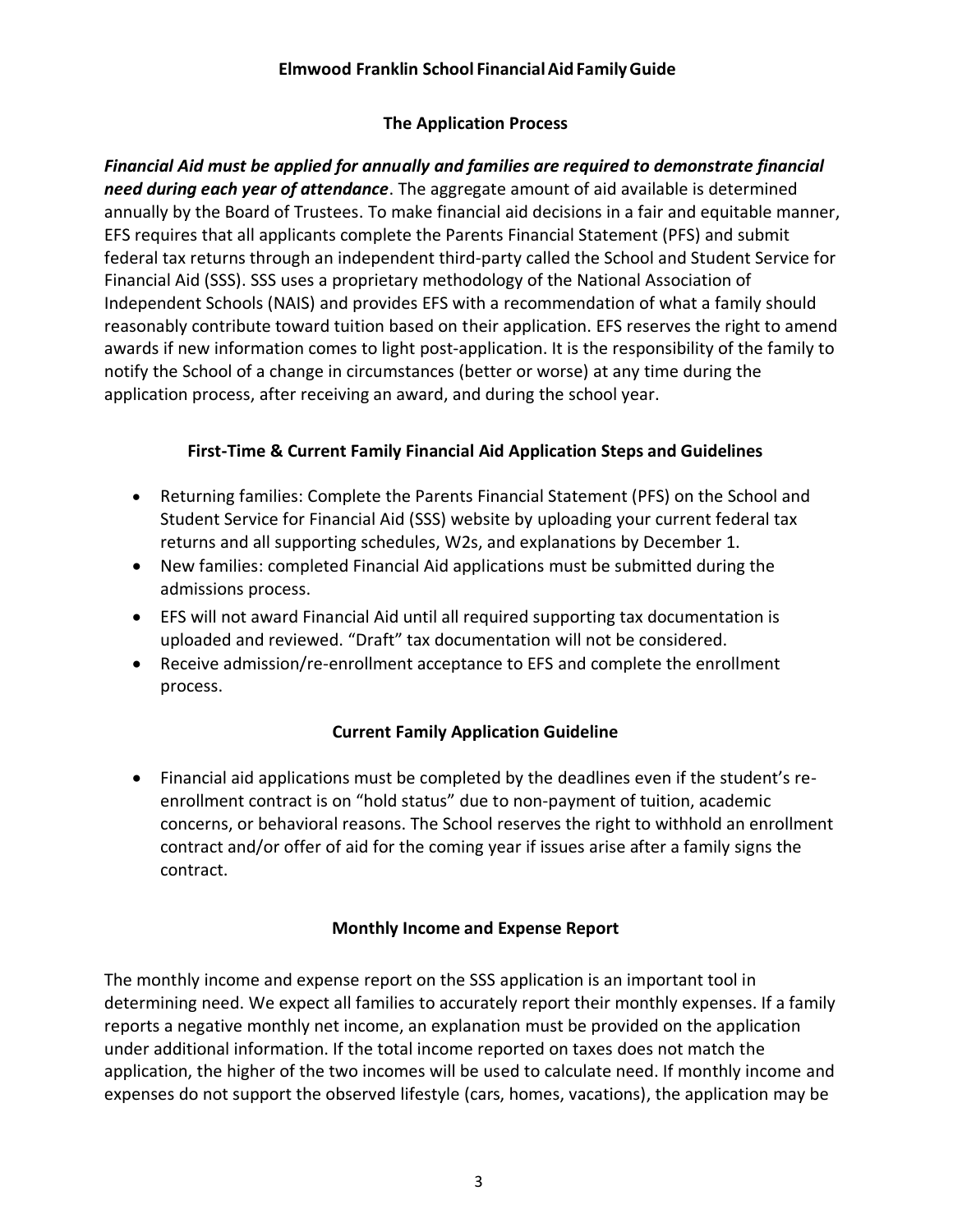## Elmwood Franklin School Financial Aid Family Guide

### The Application Process

***Financial Aid must be applied for annually and families are required to demonstrate financial need during each year of attendance***. The aggregate amount of aid available is determined annually by the Board of Trustees. To make financial aid decisions in a fair and equitable manner, EFS requires that all applicants complete the Parents Financial Statement (PFS) and submit federal tax returns through an independent third-party called the School and Student Service for Financial Aid (SSS). SSS uses a proprietary methodology of the National Association of Independent Schools (NAIS) and provides EFS with a recommendation of what a family should reasonably contribute toward tuition based on their application. EFS reserves the right to amend awards if new information comes to light post-application. It is the responsibility of the family to notify the School of a change in circumstances (better or worse) at any time during the application process, after receiving an award, and during the school year.

### First-Time & Current Family Financial Aid Application Steps and Guidelines

- Returning families: Complete the Parents Financial Statement (PFS) on the School and Student Service for Financial Aid (SSS) website by uploading your current federal tax returns and all supporting schedules, W2s, and explanations by December 1.
- New families: completed Financial Aid applications must be submitted during the admissions process.
- EFS will not award Financial Aid until all required supporting tax documentation is uploaded and reviewed. "Draft" tax documentation will not be considered.
- Receive admission/re-enrollment acceptance to EFS and complete the enrollment process.

### Current Family Application Guideline

- Financial aid applications must be completed by the deadlines even if the student's re-enrollment contract is on "hold status" due to non-payment of tuition, academic concerns, or behavioral reasons. The School reserves the right to withhold an enrollment contract and/or offer of aid for the coming year if issues arise after a family signs the contract.

### Monthly Income and Expense Report

The monthly income and expense report on the SSS application is an important tool in determining need. We expect all families to accurately report their monthly expenses. If a family reports a negative monthly net income, an explanation must be provided on the application under additional information. If the total income reported on taxes does not match the application, the higher of the two incomes will be used to calculate need. If monthly income and expenses do not support the observed lifestyle (cars, homes, vacations), the application may be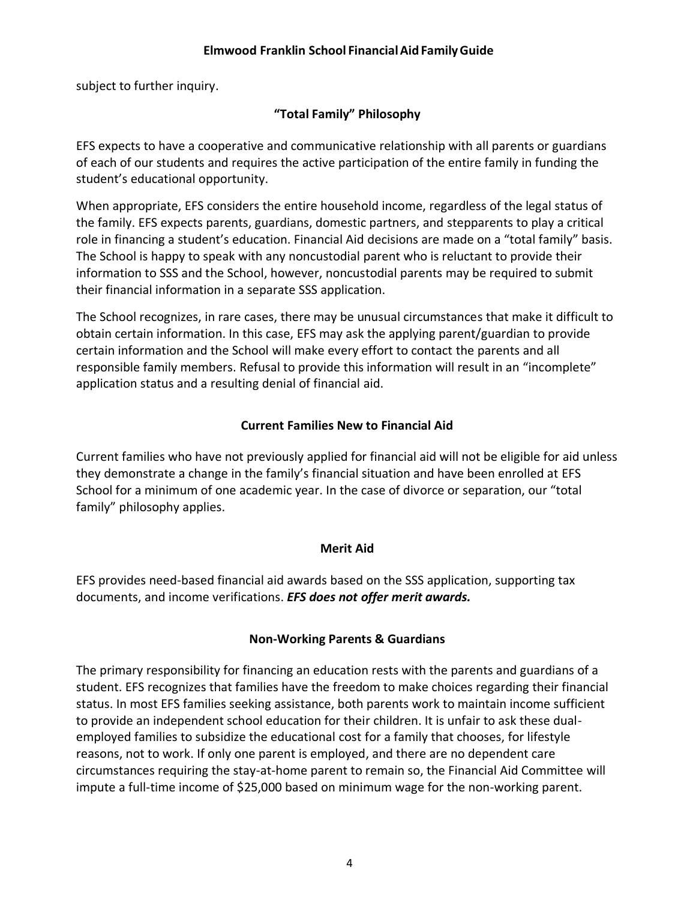subject to further inquiry.

### "Total Family" Philosophy

EFS expects to have a cooperative and communicative relationship with all parents or guardians of each of our students and requires the active participation of the entire family in funding the student's educational opportunity.

When appropriate, EFS considers the entire household income, regardless of the legal status of the family. EFS expects parents, guardians, domestic partners, and stepparents to play a critical role in financing a student's education. Financial Aid decisions are made on a "total family" basis. The School is happy to speak with any noncustodial parent who is reluctant to provide their information to SSS and the School, however, noncustodial parents may be required to submit their financial information in a separate SSS application.

The School recognizes, in rare cases, there may be unusual circumstances that make it difficult to obtain certain information. In this case, EFS may ask the applying parent/guardian to provide certain information and the School will make every effort to contact the parents and all responsible family members. Refusal to provide this information will result in an "incomplete" application status and a resulting denial of financial aid.

### Current Families New to Financial Aid

Current families who have not previously applied for financial aid will not be eligible for aid unless they demonstrate a change in the family's financial situation and have been enrolled at EFS School for a minimum of one academic year. In the case of divorce or separation, our "total family" philosophy applies.

### Merit Aid

EFS provides need-based financial aid awards based on the SSS application, supporting tax documents, and income verifications. ***EFS does not offer merit awards.***

### Non-Working Parents & Guardians

The primary responsibility for financing an education rests with the parents and guardians of a student. EFS recognizes that families have the freedom to make choices regarding their financial status. In most EFS families seeking assistance, both parents work to maintain income sufficient to provide an independent school education for their children. It is unfair to ask these dual-employed families to subsidize the educational cost for a family that chooses, for lifestyle reasons, not to work. If only one parent is employed, and there are no dependent care circumstances requiring the stay-at-home parent to remain so, the Financial Aid Committee will impute a full-time income of $25,000 based on minimum wage for the non-working parent.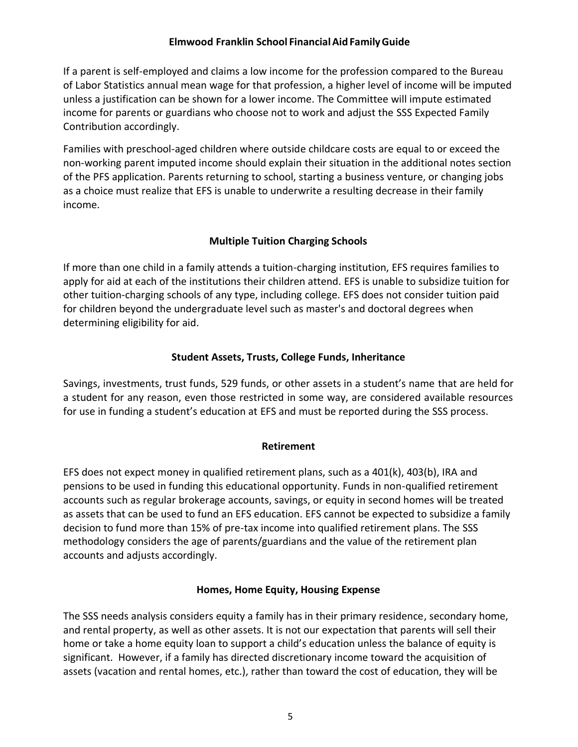If a parent is self-employed and claims a low income for the profession compared to the Bureau of Labor Statistics annual mean wage for that profession, a higher level of income will be imputed unless a justification can be shown for a lower income. The Committee will impute estimated income for parents or guardians who choose not to work and adjust the SSS Expected Family Contribution accordingly.

Families with preschool-aged children where outside childcare costs are equal to or exceed the non-working parent imputed income should explain their situation in the additional notes section of the PFS application. Parents returning to school, starting a business venture, or changing jobs as a choice must realize that EFS is unable to underwrite a resulting decrease in their family income.

## Multiple Tuition Charging Schools

If more than one child in a family attends a tuition-charging institution, EFS requires families to apply for aid at each of the institutions their children attend. EFS is unable to subsidize tuition for other tuition-charging schools of any type, including college. EFS does not consider tuition paid for children beyond the undergraduate level such as master's and doctoral degrees when determining eligibility for aid.

## Student Assets, Trusts, College Funds, Inheritance

Savings, investments, trust funds, 529 funds, or other assets in a student's name that are held for a student for any reason, even those restricted in some way, are considered available resources for use in funding a student's education at EFS and must be reported during the SSS process.

## Retirement

EFS does not expect money in qualified retirement plans, such as a 401(k), 403(b), IRA and pensions to be used in funding this educational opportunity. Funds in non-qualified retirement accounts such as regular brokerage accounts, savings, or equity in second homes will be treated as assets that can be used to fund an EFS education. EFS cannot be expected to subsidize a family decision to fund more than 15% of pre-tax income into qualified retirement plans. The SSS methodology considers the age of parents/guardians and the value of the retirement plan accounts and adjusts accordingly.

## Homes, Home Equity, Housing Expense

The SSS needs analysis considers equity a family has in their primary residence, secondary home, and rental property, as well as other assets. It is not our expectation that parents will sell their home or take a home equity loan to support a child's education unless the balance of equity is significant. However, if a family has directed discretionary income toward the acquisition of assets (vacation and rental homes, etc.), rather than toward the cost of education, they will be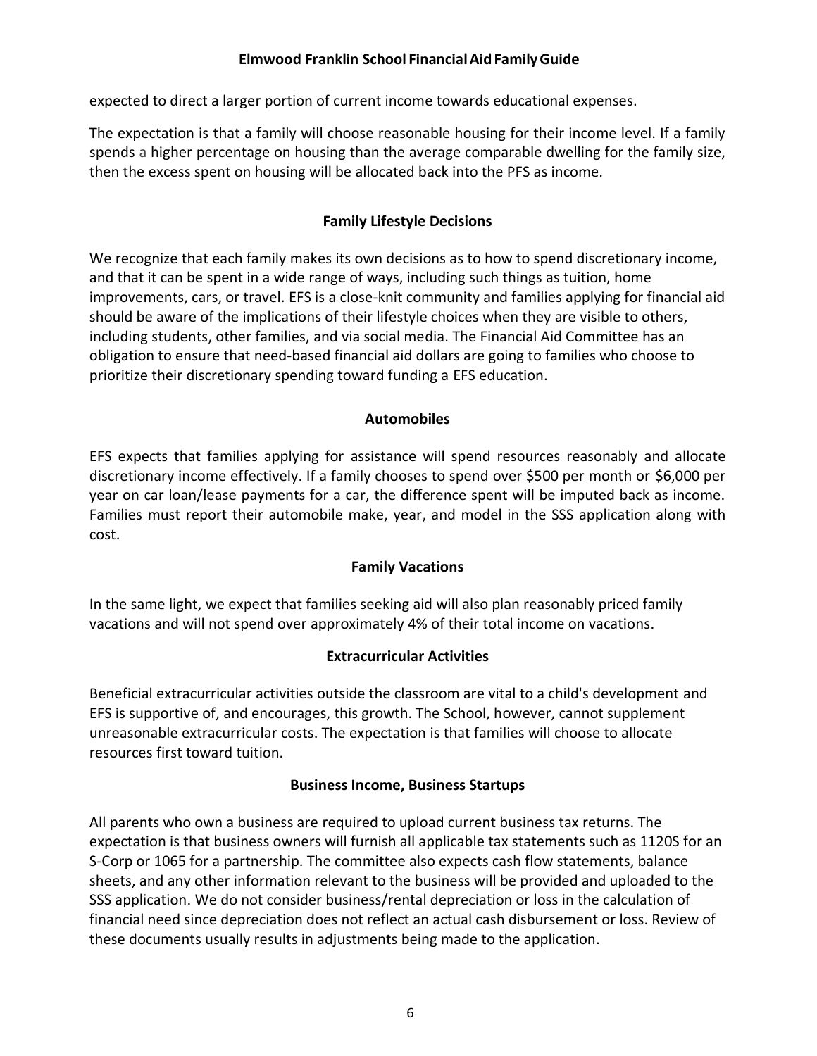expected to direct a larger portion of current income towards educational expenses.

The expectation is that a family will choose reasonable housing for their income level. If a family spends a higher percentage on housing than the average comparable dwelling for the family size, then the excess spent on housing will be allocated back into the PFS as income.

## Family Lifestyle Decisions

We recognize that each family makes its own decisions as to how to spend discretionary income, and that it can be spent in a wide range of ways, including such things as tuition, home improvements, cars, or travel. EFS is a close-knit community and families applying for financial aid should be aware of the implications of their lifestyle choices when they are visible to others, including students, other families, and via social media. The Financial Aid Committee has an obligation to ensure that need-based financial aid dollars are going to families who choose to prioritize their discretionary spending toward funding a EFS education.

## Automobiles

EFS expects that families applying for assistance will spend resources reasonably and allocate discretionary income effectively. If a family chooses to spend over $500 per month or $6,000 per year on car loan/lease payments for a car, the difference spent will be imputed back as income. Families must report their automobile make, year, and model in the SSS application along with cost.

## Family Vacations

In the same light, we expect that families seeking aid will also plan reasonably priced family vacations and will not spend over approximately 4% of their total income on vacations.

## Extracurricular Activities

Beneficial extracurricular activities outside the classroom are vital to a child's development and EFS is supportive of, and encourages, this growth. The School, however, cannot supplement unreasonable extracurricular costs. The expectation is that families will choose to allocate resources first toward tuition.

## Business Income, Business Startups

All parents who own a business are required to upload current business tax returns. The expectation is that business owners will furnish all applicable tax statements such as 1120S for an S-Corp or 1065 for a partnership. The committee also expects cash flow statements, balance sheets, and any other information relevant to the business will be provided and uploaded to the SSS application. We do not consider business/rental depreciation or loss in the calculation of financial need since depreciation does not reflect an actual cash disbursement or loss. Review of these documents usually results in adjustments being made to the application.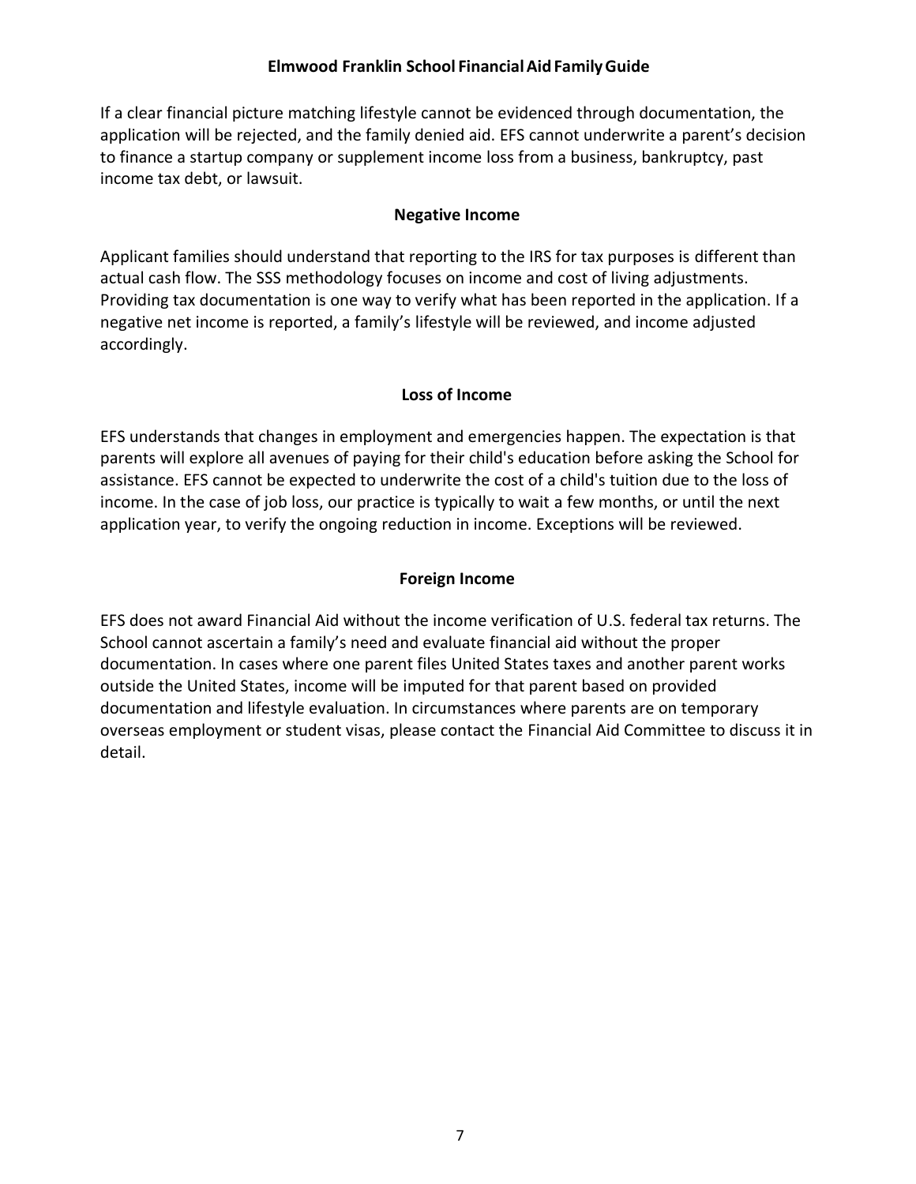If a clear financial picture matching lifestyle cannot be evidenced through documentation, the application will be rejected, and the family denied aid. EFS cannot underwrite a parent's decision to finance a startup company or supplement income loss from a business, bankruptcy, past income tax debt, or lawsuit.

### Negative Income

Applicant families should understand that reporting to the IRS for tax purposes is different than actual cash flow. The SSS methodology focuses on income and cost of living adjustments. Providing tax documentation is one way to verify what has been reported in the application. If a negative net income is reported, a family's lifestyle will be reviewed, and income adjusted accordingly.

### Loss of Income

EFS understands that changes in employment and emergencies happen. The expectation is that parents will explore all avenues of paying for their child's education before asking the School for assistance. EFS cannot be expected to underwrite the cost of a child's tuition due to the loss of income. In the case of job loss, our practice is typically to wait a few months, or until the next application year, to verify the ongoing reduction in income. Exceptions will be reviewed.

### Foreign Income

EFS does not award Financial Aid without the income verification of U.S. federal tax returns. The School cannot ascertain a family's need and evaluate financial aid without the proper documentation. In cases where one parent files United States taxes and another parent works outside the United States, income will be imputed for that parent based on provided documentation and lifestyle evaluation. In circumstances where parents are on temporary overseas employment or student visas, please contact the Financial Aid Committee to discuss it in detail.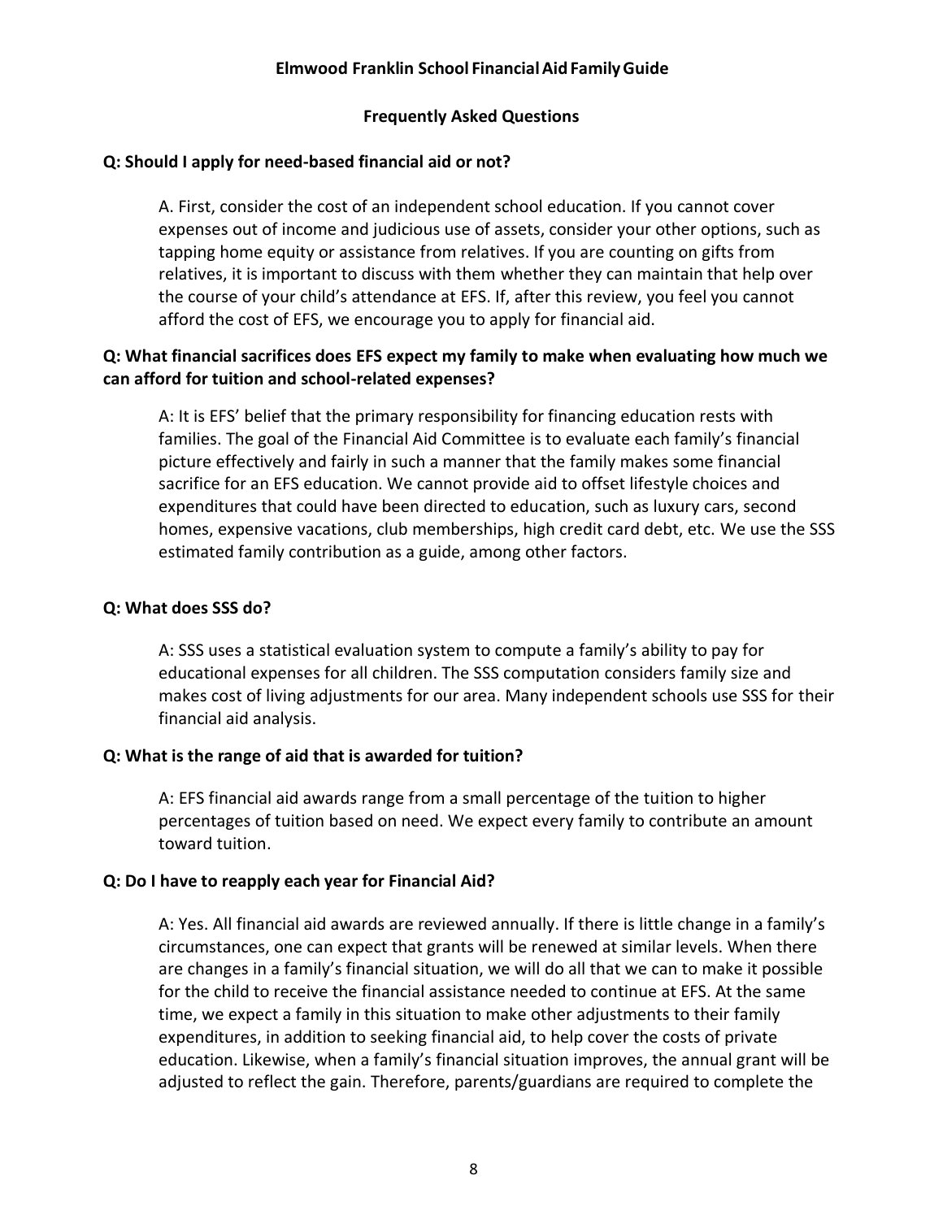## Frequently Asked Questions

**Q: Should I apply for need-based financial aid or not?**

A. First, consider the cost of an independent school education. If you cannot cover expenses out of income and judicious use of assets, consider your other options, such as tapping home equity or assistance from relatives. If you are counting on gifts from relatives, it is important to discuss with them whether they can maintain that help over the course of your child's attendance at EFS. If, after this review, you feel you cannot afford the cost of EFS, we encourage you to apply for financial aid.

**Q: What financial sacrifices does EFS expect my family to make when evaluating how much we can afford for tuition and school-related expenses?**

A: It is EFS' belief that the primary responsibility for financing education rests with families. The goal of the Financial Aid Committee is to evaluate each family's financial picture effectively and fairly in such a manner that the family makes some financial sacrifice for an EFS education. We cannot provide aid to offset lifestyle choices and expenditures that could have been directed to education, such as luxury cars, second homes, expensive vacations, club memberships, high credit card debt, etc. We use the SSS estimated family contribution as a guide, among other factors.

**Q: What does SSS do?**

A: SSS uses a statistical evaluation system to compute a family's ability to pay for educational expenses for all children. The SSS computation considers family size and makes cost of living adjustments for our area. Many independent schools use SSS for their financial aid analysis.

**Q: What is the range of aid that is awarded for tuition?**

A: EFS financial aid awards range from a small percentage of the tuition to higher percentages of tuition based on need. We expect every family to contribute an amount toward tuition.

**Q: Do I have to reapply each year for Financial Aid?**

A: Yes. All financial aid awards are reviewed annually. If there is little change in a family's circumstances, one can expect that grants will be renewed at similar levels. When there are changes in a family's financial situation, we will do all that we can to make it possible for the child to receive the financial assistance needed to continue at EFS. At the same time, we expect a family in this situation to make other adjustments to their family expenditures, in addition to seeking financial aid, to help cover the costs of private education. Likewise, when a family's financial situation improves, the annual grant will be adjusted to reflect the gain. Therefore, parents/guardians are required to complete the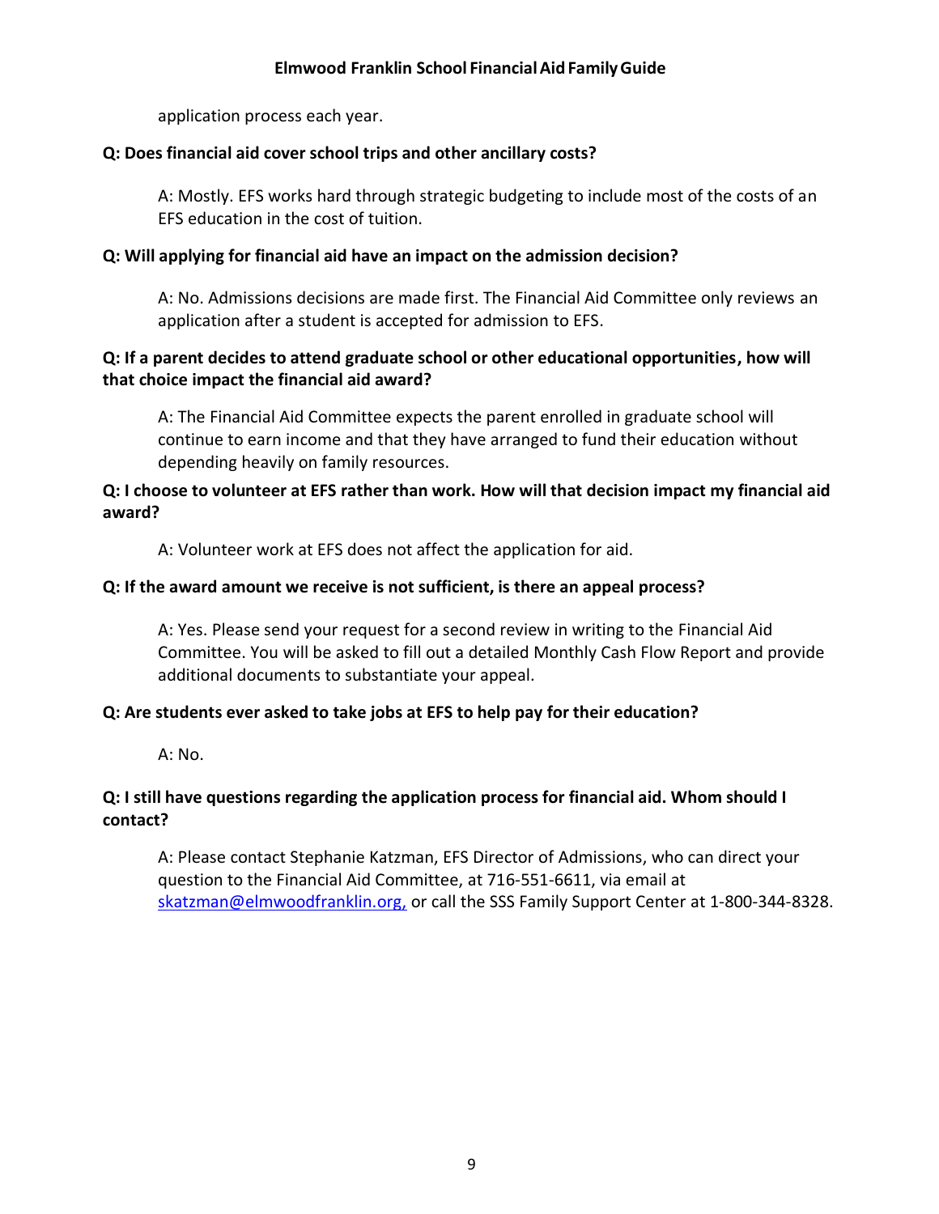application process each year.

**Q: Does financial aid cover school trips and other ancillary costs?**

A: Mostly. EFS works hard through strategic budgeting to include most of the costs of an EFS education in the cost of tuition.

**Q: Will applying for financial aid have an impact on the admission decision?**

A: No. Admissions decisions are made first. The Financial Aid Committee only reviews an application after a student is accepted for admission to EFS.

**Q: If a parent decides to attend graduate school or other educational opportunities, how will that choice impact the financial aid award?**

A: The Financial Aid Committee expects the parent enrolled in graduate school will continue to earn income and that they have arranged to fund their education without depending heavily on family resources.

**Q: I choose to volunteer at EFS rather than work. How will that decision impact my financial aid award?**

A: Volunteer work at EFS does not affect the application for aid.

**Q: If the award amount we receive is not sufficient, is there an appeal process?**

A: Yes. Please send your request for a second review in writing to the Financial Aid Committee. You will be asked to fill out a detailed Monthly Cash Flow Report and provide additional documents to substantiate your appeal.

**Q: Are students ever asked to take jobs at EFS to help pay for their education?**

A: No.

**Q: I still have questions regarding the application process for financial aid. Whom should I contact?**

A: Please contact Stephanie Katzman, EFS Director of Admissions, who can direct your question to the Financial Aid Committee, at 716-551-6611, via email at skatzman@elmwoodfranklin.org, or call the SSS Family Support Center at 1-800-344-8328.